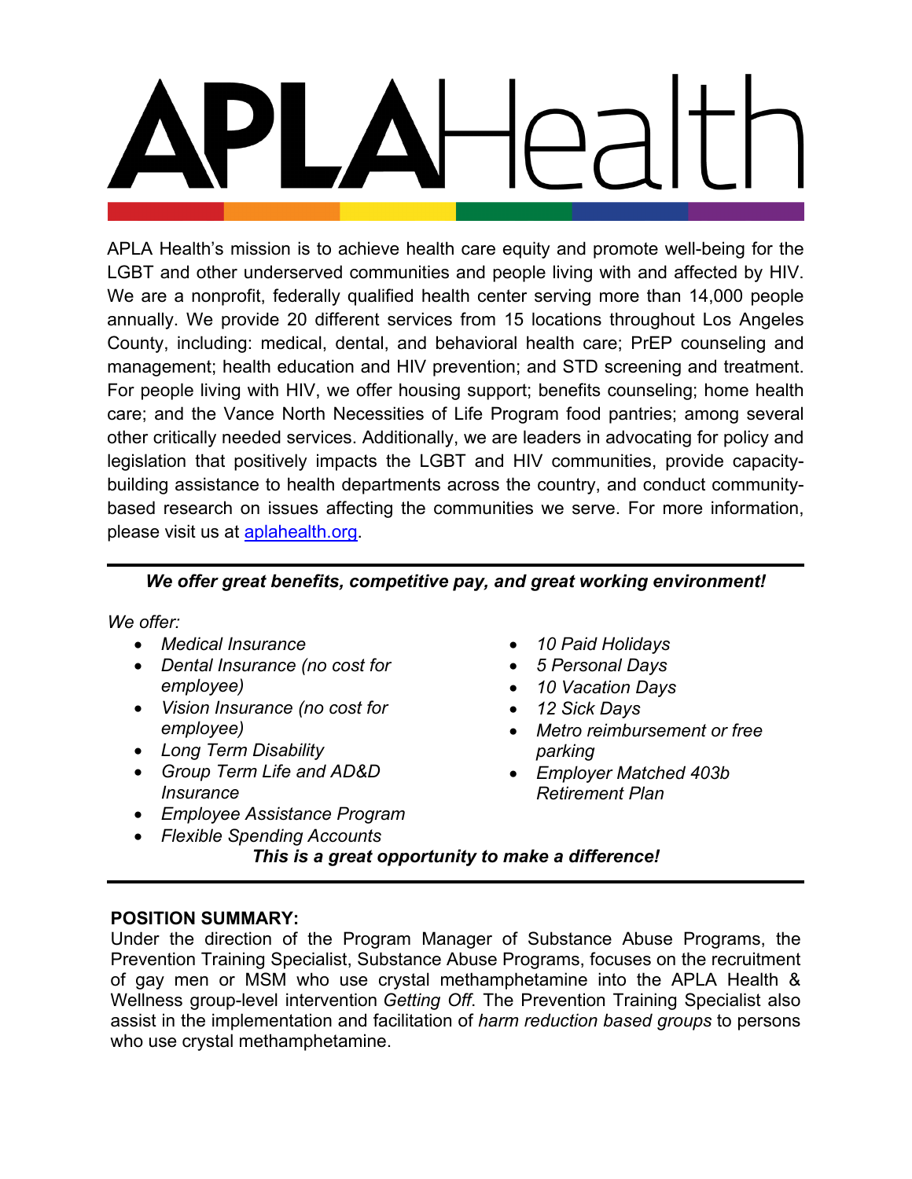# APLAHealth

APLA Health's mission is to achieve health care equity and promote well-being for the LGBT and other underserved communities and people living with and affected by HIV. We are a nonprofit, federally qualified health center serving more than 14,000 people annually. We provide 20 different services from 15 locations throughout Los Angeles County, including: medical, dental, and behavioral health care; PrEP counseling and management; health education and HIV prevention; and STD screening and treatment. For people living with HIV, we offer housing support; benefits counseling; home health care; and the Vance North Necessities of Life Program food pantries; among several other critically needed services. Additionally, we are leaders in advocating for policy and legislation that positively impacts the LGBT and HIV communities, provide capacity-building assistance to health departments across the country, and conduct community-based research on issues affecting the communities we serve. For more information, please visit us at [aplahealth.org](aplahealth.org).

---

***We offer great benefits, competitive pay, and great working environment!***

*We offer:*

- *Medical Insurance*
- *Dental Insurance (no cost for employee)*
- *Vision Insurance (no cost for employee)*
- *Long Term Disability*
- *Group Term Life and AD&D Insurance*
- *Employee Assistance Program*
- *Flexible Spending Accounts*
- *10 Paid Holidays*
- *5 Personal Days*
- *10 Vacation Days*
- *12 Sick Days*
- *Metro reimbursement or free parking*
- *Employer Matched 403b Retirement Plan*

***This is a great opportunity to make a difference!***

---

**POSITION SUMMARY:**

Under the direction of the Program Manager of Substance Abuse Programs, the Prevention Training Specialist, Substance Abuse Programs, focuses on the recruitment of gay men or MSM who use crystal methamphetamine into the APLA Health & Wellness group-level intervention *Getting Off*. The Prevention Training Specialist also assist in the implementation and facilitation of *harm reduction based groups* to persons who use crystal methamphetamine.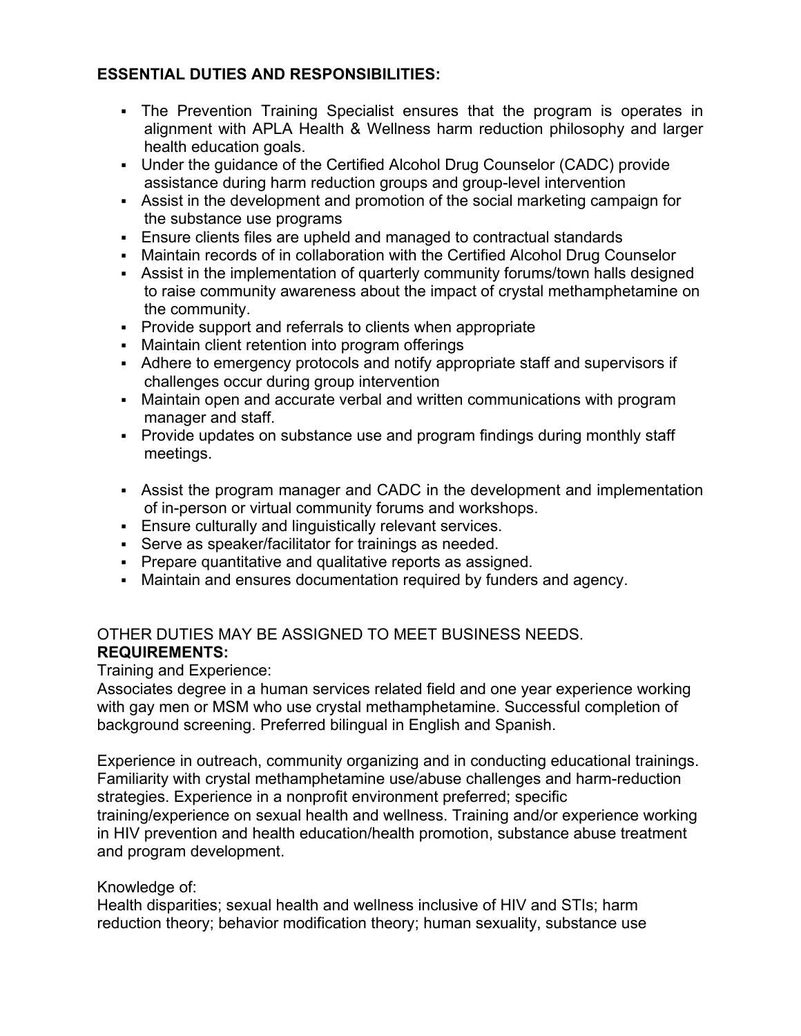**ESSENTIAL DUTIES AND RESPONSIBILITIES:**

- The Prevention Training Specialist ensures that the program is operates in alignment with APLA Health & Wellness harm reduction philosophy and larger health education goals.
- Under the guidance of the Certified Alcohol Drug Counselor (CADC) provide assistance during harm reduction groups and group-level intervention
- Assist in the development and promotion of the social marketing campaign for the substance use programs
- Ensure clients files are upheld and managed to contractual standards
- Maintain records of in collaboration with the Certified Alcohol Drug Counselor
- Assist in the implementation of quarterly community forums/town halls designed to raise community awareness about the impact of crystal methamphetamine on the community.
- Provide support and referrals to clients when appropriate
- Maintain client retention into program offerings
- Adhere to emergency protocols and notify appropriate staff and supervisors if challenges occur during group intervention
- Maintain open and accurate verbal and written communications with program manager and staff.
- Provide updates on substance use and program findings during monthly staff meetings.
- Assist the program manager and CADC in the development and implementation of in-person or virtual community forums and workshops.
- Ensure culturally and linguistically relevant services.
- Serve as speaker/facilitator for trainings as needed.
- Prepare quantitative and qualitative reports as assigned.
- Maintain and ensures documentation required by funders and agency.

OTHER DUTIES MAY BE ASSIGNED TO MEET BUSINESS NEEDS.

**REQUIREMENTS:**

Training and Experience:

Associates degree in a human services related field and one year experience working with gay men or MSM who use crystal methamphetamine. Successful completion of background screening. Preferred bilingual in English and Spanish.

Experience in outreach, community organizing and in conducting educational trainings. Familiarity with crystal methamphetamine use/abuse challenges and harm-reduction strategies. Experience in a nonprofit environment preferred; specific training/experience on sexual health and wellness. Training and/or experience working in HIV prevention and health education/health promotion, substance abuse treatment and program development.

Knowledge of:

Health disparities; sexual health and wellness inclusive of HIV and STIs; harm reduction theory; behavior modification theory; human sexuality, substance use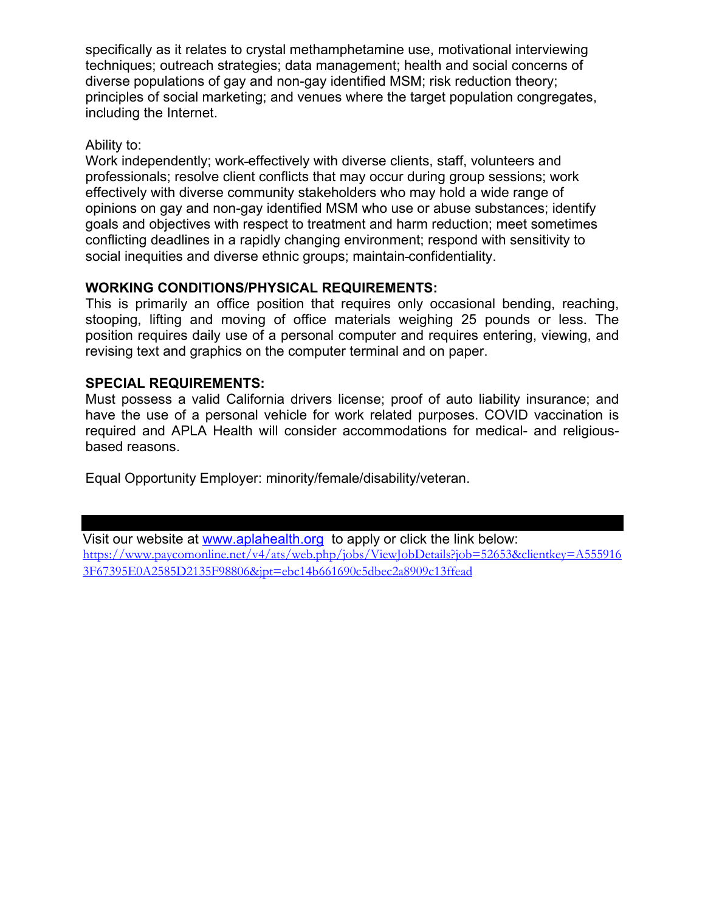specifically as it relates to crystal methamphetamine use, motivational interviewing techniques; outreach strategies; data management; health and social concerns of diverse populations of gay and non-gay identified MSM; risk reduction theory; principles of social marketing; and venues where the target population congregates, including the Internet.

Ability to:
Work independently; work effectively with diverse clients, staff, volunteers and professionals; resolve client conflicts that may occur during group sessions; work effectively with diverse community stakeholders who may hold a wide range of opinions on gay and non-gay identified MSM who use or abuse substances; identify goals and objectives with respect to treatment and harm reduction; meet sometimes conflicting deadlines in a rapidly changing environment; respond with sensitivity to social inequities and diverse ethnic groups; maintain confidentiality.

**WORKING CONDITIONS/PHYSICAL REQUIREMENTS:**
This is primarily an office position that requires only occasional bending, reaching, stooping, lifting and moving of office materials weighing 25 pounds or less. The position requires daily use of a personal computer and requires entering, viewing, and revising text and graphics on the computer terminal and on paper.

**SPECIAL REQUIREMENTS:**
Must possess a valid California drivers license; proof of auto liability insurance; and have the use of a personal vehicle for work related purposes. COVID vaccination is required and APLA Health will consider accommodations for medical- and religious-based reasons.

Equal Opportunity Employer: minority/female/disability/veteran.

Visit our website at [www.aplahealth.org](http://www.aplahealth.org) to apply or click the link below:
[https://www.paycomonline.net/v4/ats/web.php/jobs/ViewJobDetails?job=52653&clientkey=A5559163F67395E0A2585D2135F98806&jpt=ebc14b661690c5dbec2a8909c13ffead](https://www.paycomonline.net/v4/ats/web.php/jobs/ViewJobDetails?job=52653&clientkey=A5559163F67395E0A2585D2135F98806&jpt=ebc14b661690c5dbec2a8909c13ffead)